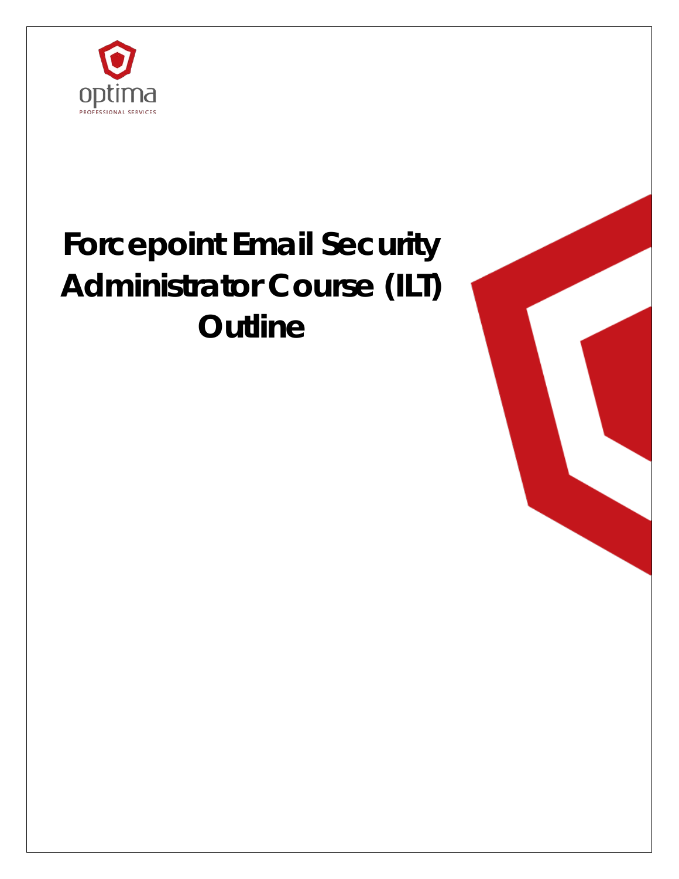optima

PROFESSIONAL SERVICES

# Forcepoint Email Security Administrator Course (ILT) Outline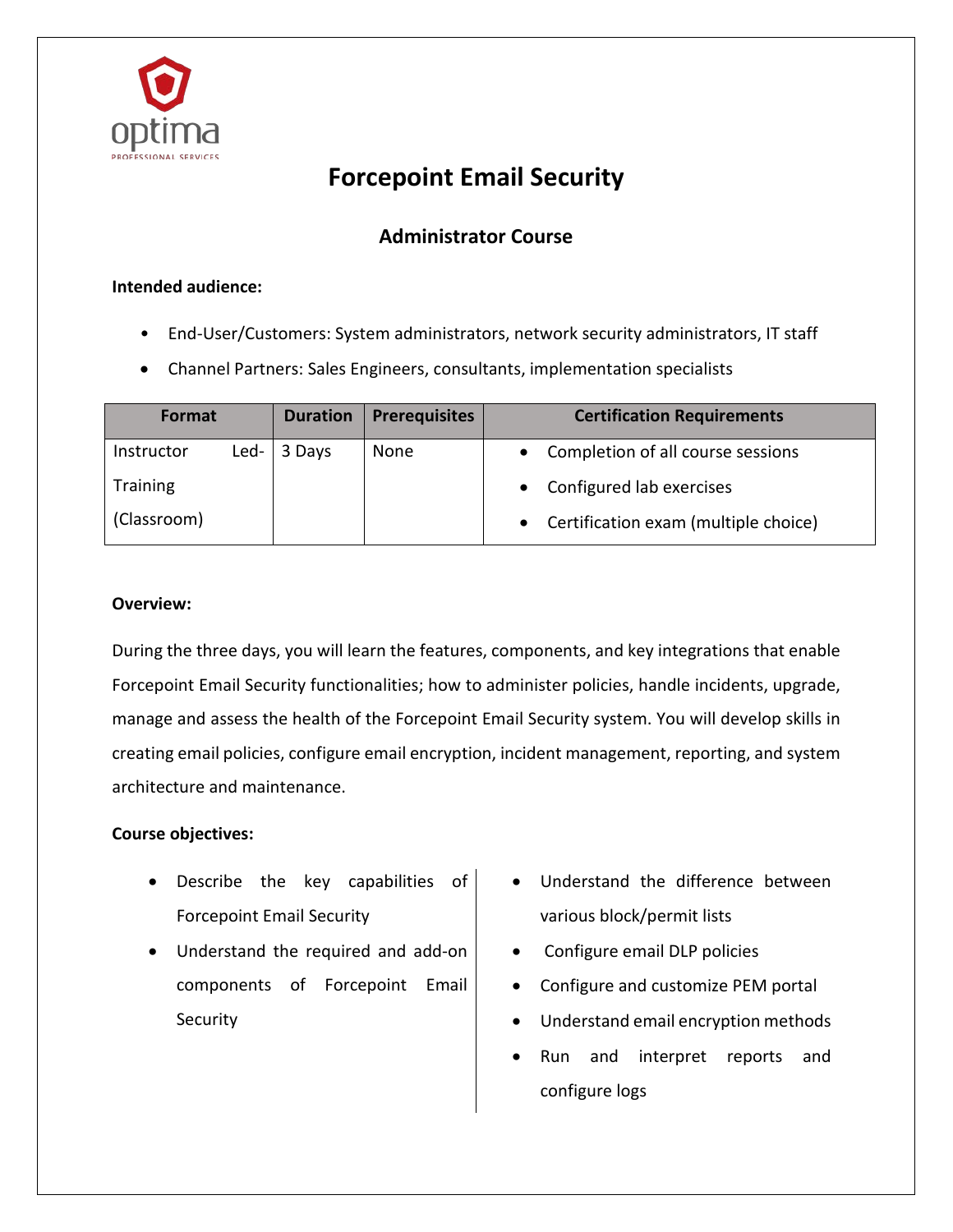# Forcepoint Email Security

## Administrator Course

**Intended audience:**

- End-User/Customers: System administrators, network security administrators, IT staff
- Channel Partners: Sales Engineers, consultants, implementation specialists

| Format | Duration | Prerequisites | Certification Requirements |
| --- | --- | --- | --- |
| Instructor Led-Training (Classroom) | 3 Days | None | • Completion of all course sessions<br>• Configured lab exercises<br>• Certification exam (multiple choice) |

**Overview:**

During the three days, you will learn the features, components, and key integrations that enable Forcepoint Email Security functionalities; how to administer policies, handle incidents, upgrade, manage and assess the health of the Forcepoint Email Security system. You will develop skills in creating email policies, configure email encryption, incident management, reporting, and system architecture and maintenance.

**Course objectives:**

- Describe the key capabilities of Forcepoint Email Security
- Understand the required and add-on components of Forcepoint Email Security
- Understand the difference between various block/permit lists
- Configure email DLP policies
- Configure and customize PEM portal
- Understand email encryption methods
- Run and interpret reports and configure logs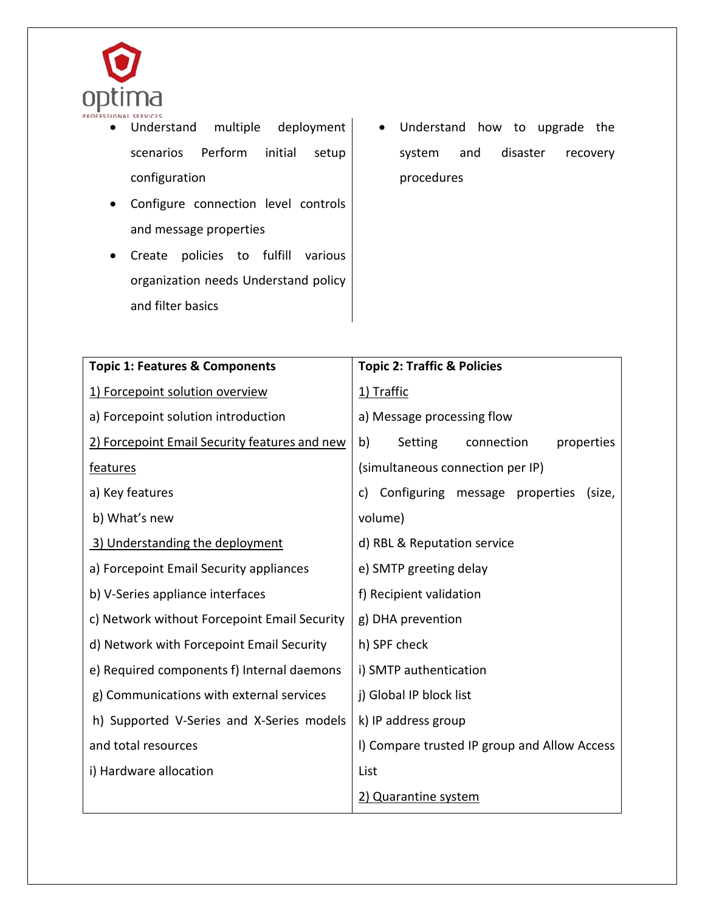- Understand multiple deployment scenarios Perform initial setup configuration
- Configure connection level controls and message properties
- Create policies to fulfill various organization needs Understand policy and filter basics
- Understand how to upgrade the system and disaster recovery procedures

| **Topic 1: Features & Components** | **Topic 2: Traffic & Policies** |
|---|---|
| 1) Forcepoint solution overview | 1) Traffic |
| a) Forcepoint solution introduction | a) Message processing flow |
| 2) Forcepoint Email Security features and new features | b) Setting connection properties (simultaneous connection per IP) |
| a) Key features | c) Configuring message properties (size, volume) |
| b) What's new | d) RBL & Reputation service |
| 3) Understanding the deployment | e) SMTP greeting delay |
| a) Forcepoint Email Security appliances | f) Recipient validation |
| b) V-Series appliance interfaces | g) DHA prevention |
| c) Network without Forcepoint Email Security | h) SPF check |
| d) Network with Forcepoint Email Security | i) SMTP authentication |
| e) Required components f) Internal daemons | j) Global IP block list |
| g) Communications with external services | k) IP address group |
| h) Supported V-Series and X-Series models and total resources | l) Compare trusted IP group and Allow Access List |
| i) Hardware allocation | 2) Quarantine system |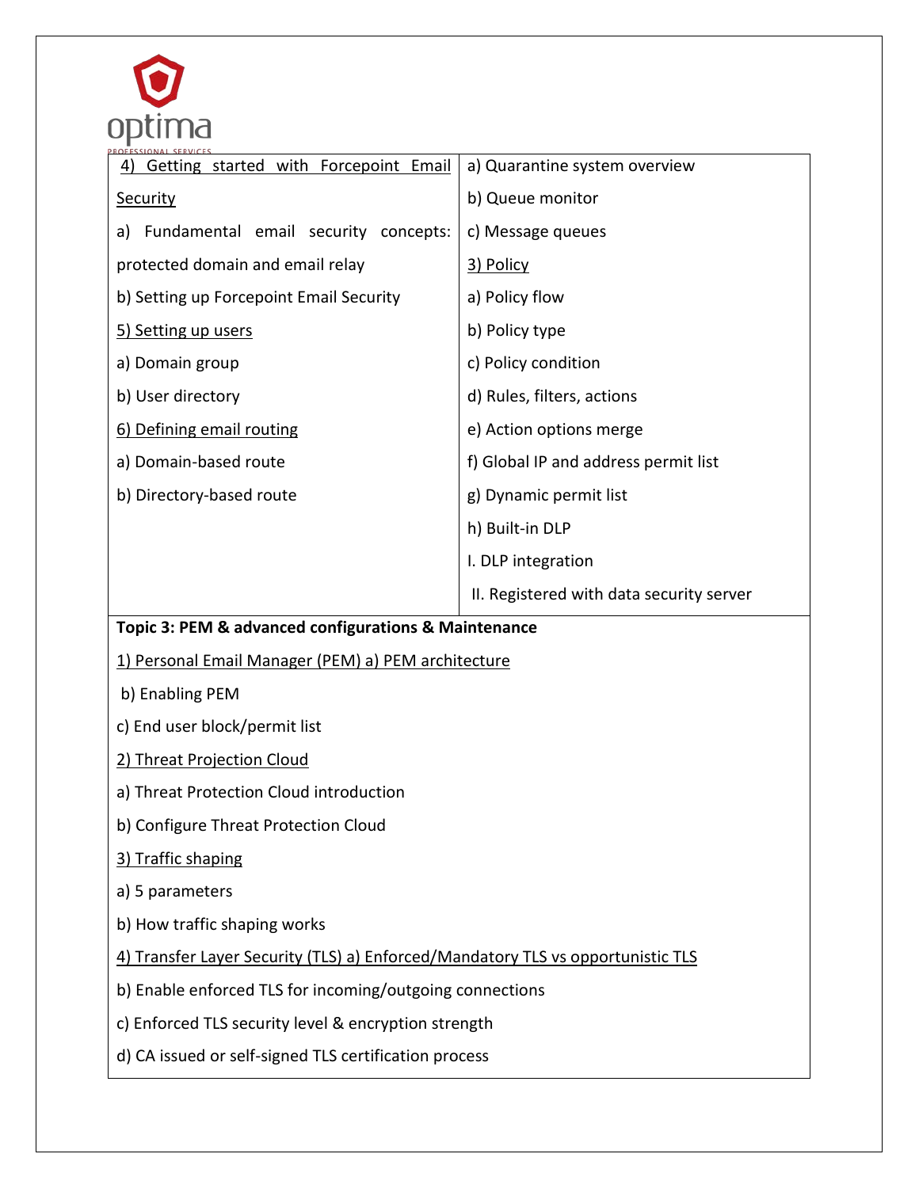| 4) Getting started with Forcepoint Email Security | a) Quarantine system overview |
|---|---|
| a) Fundamental email security concepts: protected domain and email relay | b) Queue monitor |
| b) Setting up Forcepoint Email Security | c) Message queues |
| 5) Setting up users | 3) Policy |
| a) Domain group | a) Policy flow |
| b) User directory | b) Policy type |
| 6) Defining email routing | c) Policy condition |
| a) Domain-based route | d) Rules, filters, actions |
| b) Directory-based route | e) Action options merge |
| | f) Global IP and address permit list |
| | g) Dynamic permit list |
| | h) Built-in DLP |
| | I. DLP integration |
| | II. Registered with data security server |

**Topic 3: PEM & advanced configurations & Maintenance**

1) Personal Email Manager (PEM) a) PEM architecture

b) Enabling PEM

c) End user block/permit list

2) Threat Projection Cloud

a) Threat Protection Cloud introduction

b) Configure Threat Protection Cloud

3) Traffic shaping

a) 5 parameters

b) How traffic shaping works

4) Transfer Layer Security (TLS) a) Enforced/Mandatory TLS vs opportunistic TLS

b) Enable enforced TLS for incoming/outgoing connections

c) Enforced TLS security level & encryption strength

d) CA issued or self-signed TLS certification process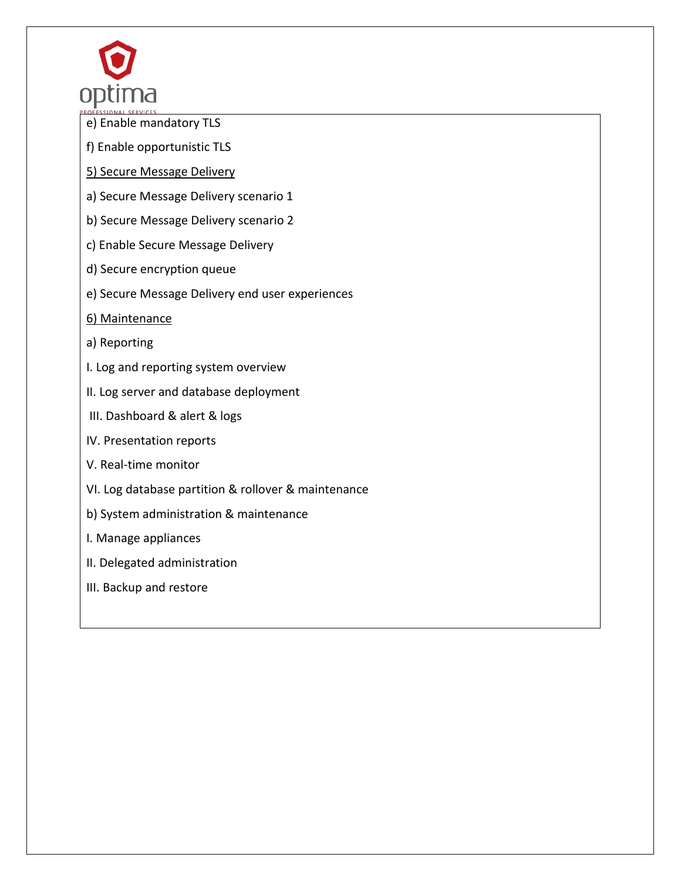e) Enable mandatory TLS

f) Enable opportunistic TLS

<u>5) Secure Message Delivery</u>

a) Secure Message Delivery scenario 1

b) Secure Message Delivery scenario 2

c) Enable Secure Message Delivery

d) Secure encryption queue

e) Secure Message Delivery end user experiences

<u>6) Maintenance</u>

a) Reporting

I. Log and reporting system overview

II. Log server and database deployment

III. Dashboard & alert & logs

IV. Presentation reports

V. Real-time monitor

VI. Log database partition & rollover & maintenance

b) System administration & maintenance

I. Manage appliances

II. Delegated administration

III. Backup and restore